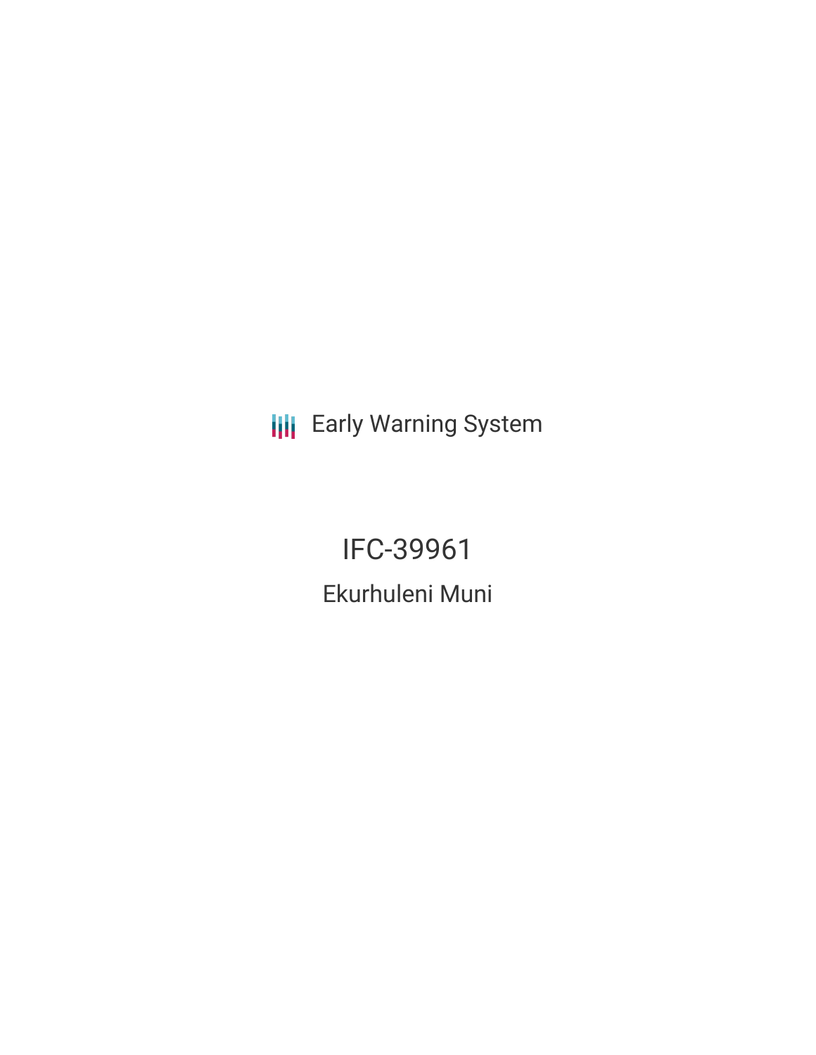Early Warning System

# IFC-39961

## Ekurhuleni Muni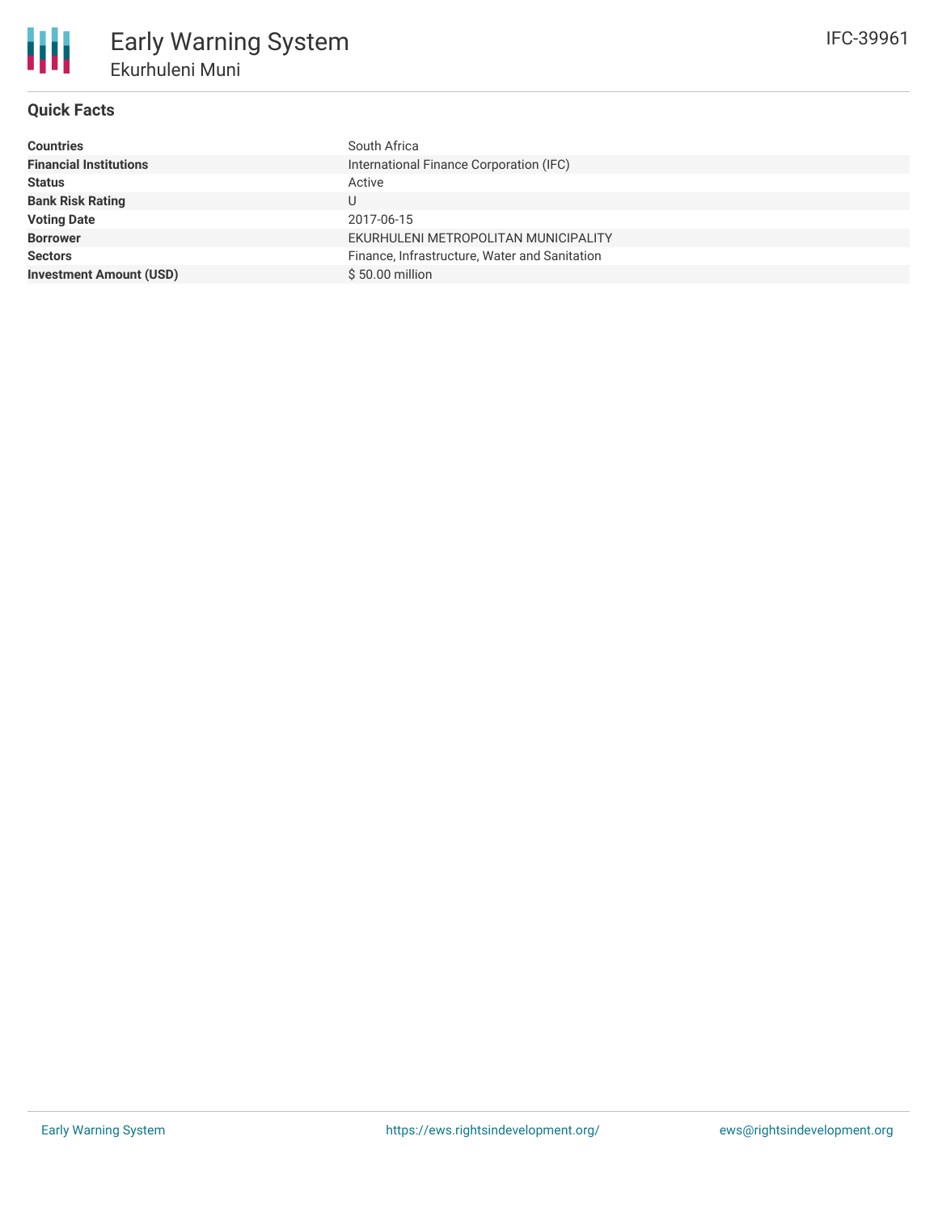# Early Warning System

## Ekurhuleni Muni

IFC-39961

### Quick Facts

| | |
|---|---|
| **Countries** | South Africa |
| **Financial Institutions** | International Finance Corporation (IFC) |
| **Status** | Active |
| **Bank Risk Rating** | U |
| **Voting Date** | 2017-06-15 |
| **Borrower** | EKURHULENI METROPOLITAN MUNICIPALITY |
| **Sectors** | Finance, Infrastructure, Water and Sanitation |
| **Investment Amount (USD)** | $ 50.00 million |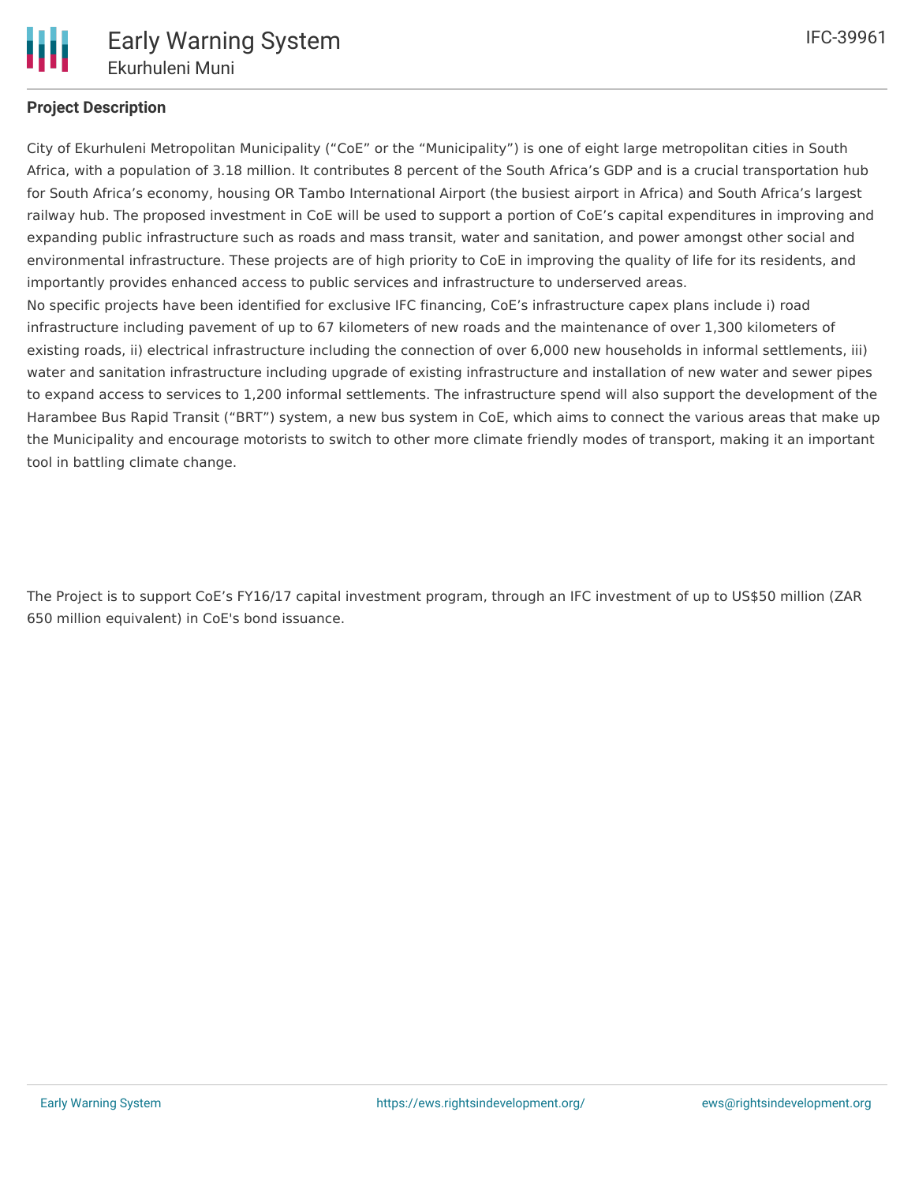## Project Description

City of Ekurhuleni Metropolitan Municipality (“CoE” or the “Municipality”) is one of eight large metropolitan cities in South Africa, with a population of 3.18 million. It contributes 8 percent of the South Africa’s GDP and is a crucial transportation hub for South Africa’s economy, housing OR Tambo International Airport (the busiest airport in Africa) and South Africa’s largest railway hub. The proposed investment in CoE will be used to support a portion of CoE’s capital expenditures in improving and expanding public infrastructure such as roads and mass transit, water and sanitation, and power amongst other social and environmental infrastructure. These projects are of high priority to CoE in improving the quality of life for its residents, and importantly provides enhanced access to public services and infrastructure to underserved areas.

No specific projects have been identified for exclusive IFC financing, CoE’s infrastructure capex plans include i) road infrastructure including pavement of up to 67 kilometers of new roads and the maintenance of over 1,300 kilometers of existing roads, ii) electrical infrastructure including the connection of over 6,000 new households in informal settlements, iii) water and sanitation infrastructure including upgrade of existing infrastructure and installation of new water and sewer pipes to expand access to services to 1,200 informal settlements. The infrastructure spend will also support the development of the Harambee Bus Rapid Transit (“BRT”) system, a new bus system in CoE, which aims to connect the various areas that make up the Municipality and encourage motorists to switch to other more climate friendly modes of transport, making it an important tool in battling climate change.

The Project is to support CoE’s FY16/17 capital investment program, through an IFC investment of up to US$50 million (ZAR 650 million equivalent) in CoE's bond issuance.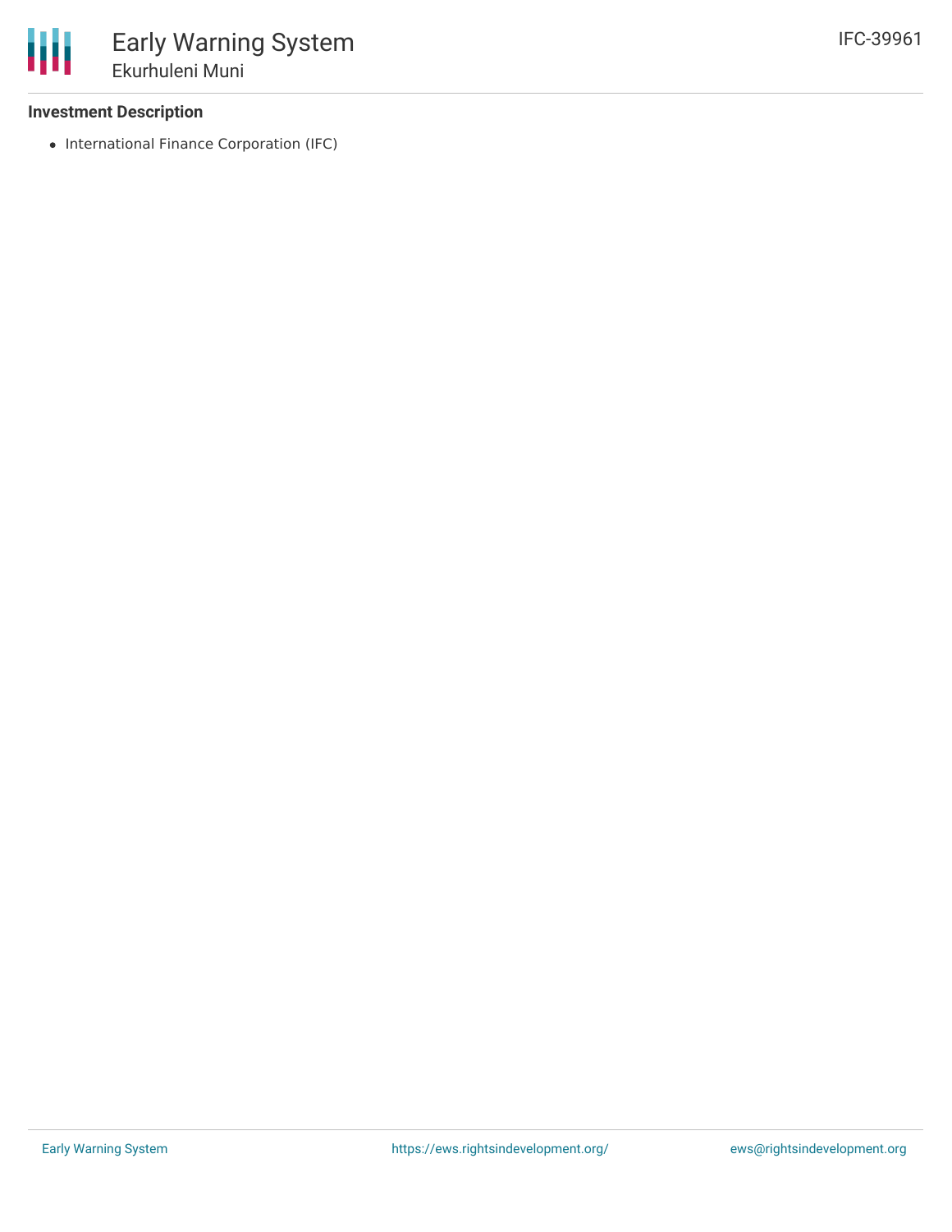### Investment Description

- International Finance Corporation (IFC)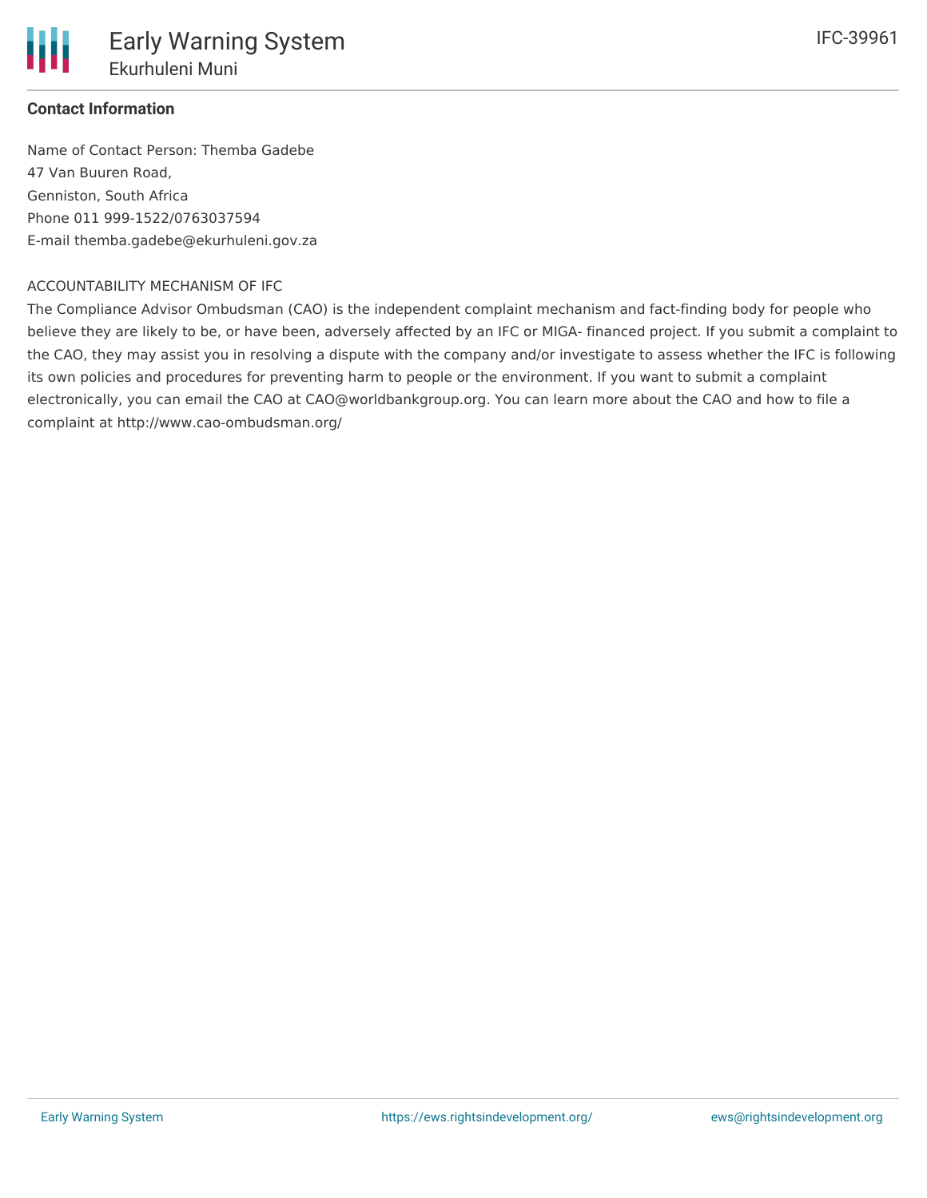**Contact Information**

Name of Contact Person: Themba Gadebe
47 Van Buuren Road,
Genniston, South Africa
Phone 011 999-1522/0763037594
E-mail themba.gadebe@ekurhuleni.gov.za

ACCOUNTABILITY MECHANISM OF IFC

The Compliance Advisor Ombudsman (CAO) is the independent complaint mechanism and fact-finding body for people who believe they are likely to be, or have been, adversely affected by an IFC or MIGA- financed project. If you submit a complaint to the CAO, they may assist you in resolving a dispute with the company and/or investigate to assess whether the IFC is following its own policies and procedures for preventing harm to people or the environment. If you want to submit a complaint electronically, you can email the CAO at CAO@worldbankgroup.org. You can learn more about the CAO and how to file a complaint at http://www.cao-ombudsman.org/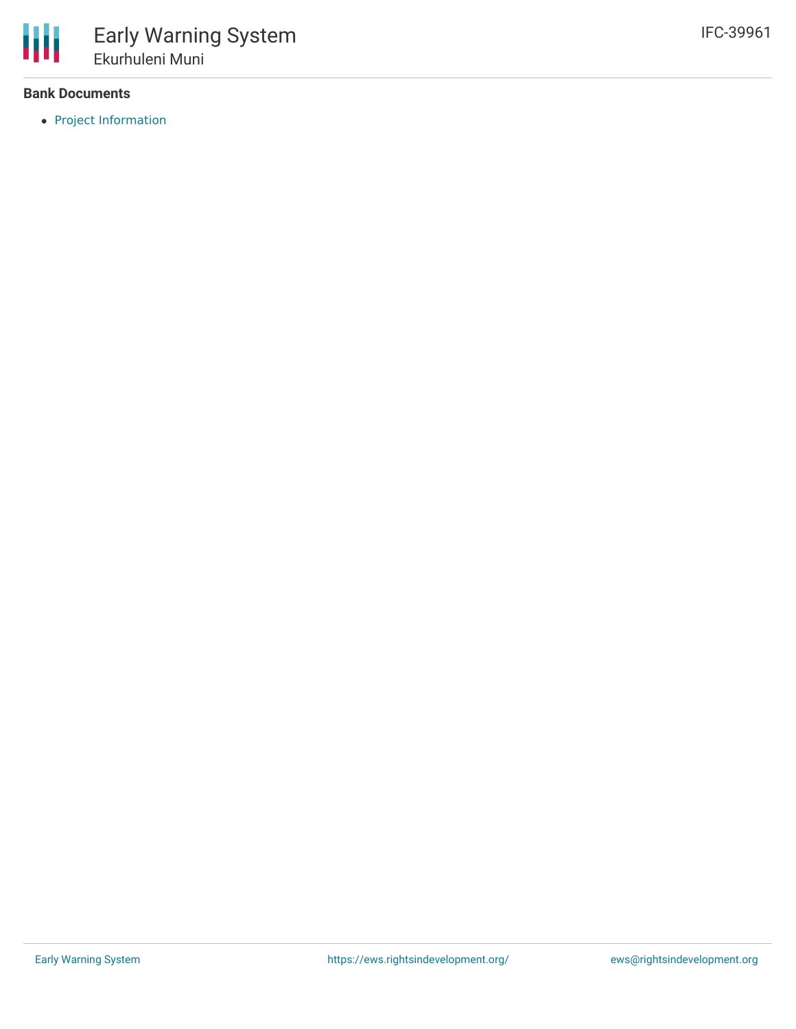### Bank Documents

- Project Information